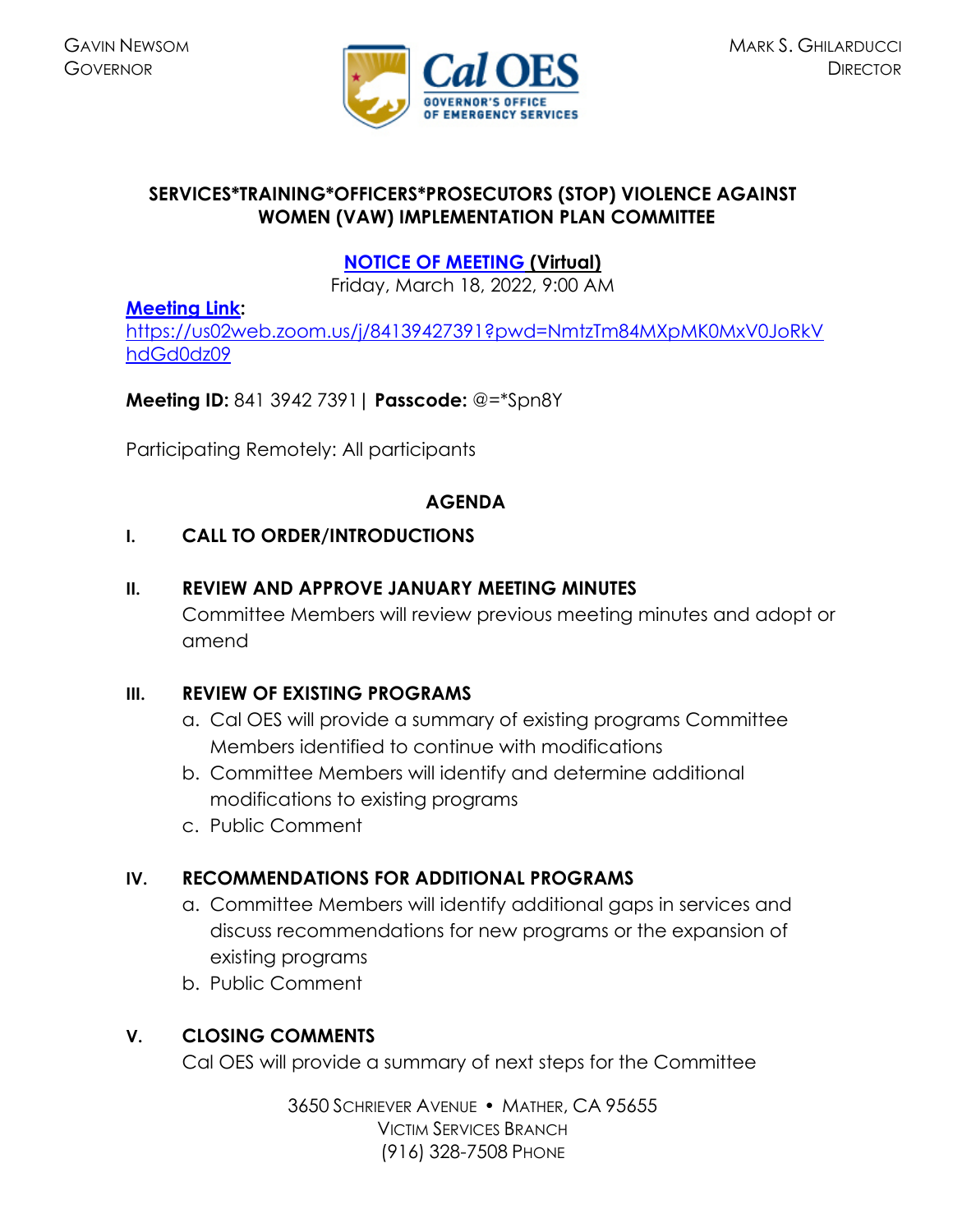GAVIN NEWSOM
GOVERNOR

Cal OES
GOVERNOR'S OFFICE
OF EMERGENCY SERVICES

MARK S. GHILARDUCCI
DIRECTOR

# SERVICES*TRAINING*OFFICERS*PROSECUTORS (STOP) VIOLENCE AGAINST WOMEN (VAW) IMPLEMENTATION PLAN COMMITTEE

## NOTICE OF MEETING (Virtual)

Friday, March 18, 2022, 9:00 AM

**Meeting Link:**
https://us02web.zoom.us/j/84139427391?pwd=NmtzTm84MXpMK0MxV0JoRkVhdGd0dz09

**Meeting ID:** 841 3942 7391 | **Passcode:** @=*Spn8Y

Participating Remotely: All participants

## AGENDA

### I. CALL TO ORDER/INTRODUCTIONS

### II. REVIEW AND APPROVE JANUARY MEETING MINUTES

Committee Members will review previous meeting minutes and adopt or amend

### III. REVIEW OF EXISTING PROGRAMS

a. Cal OES will provide a summary of existing programs Committee Members identified to continue with modifications
b. Committee Members will identify and determine additional modifications to existing programs
c. Public Comment

### IV. RECOMMENDATIONS FOR ADDITIONAL PROGRAMS

a. Committee Members will identify additional gaps in services and discuss recommendations for new programs or the expansion of existing programs
b. Public Comment

### V. CLOSING COMMENTS

Cal OES will provide a summary of next steps for the Committee

3650 SCHRIEVER AVENUE • MATHER, CA 95655
VICTIM SERVICES BRANCH
(916) 328-7508 PHONE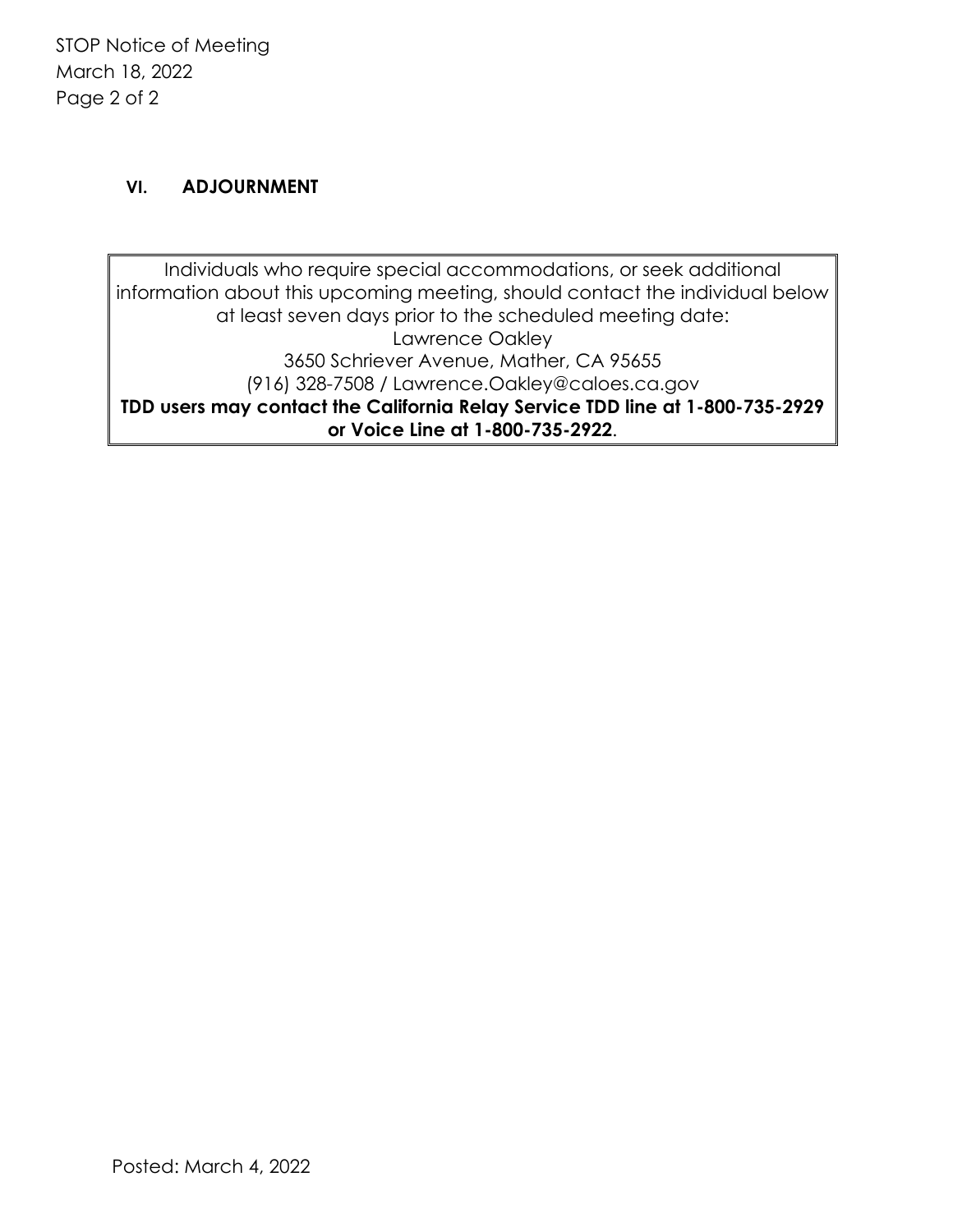## VI. ADJOURNMENT

Individuals who require special accommodations, or seek additional information about this upcoming meeting, should contact the individual below at least seven days prior to the scheduled meeting date:

Lawrence Oakley
3650 Schriever Avenue, Mather, CA 95655
(916) 328-7508 / Lawrence.Oakley@caloes.ca.gov

**TDD users may contact the California Relay Service TDD line at 1-800-735-2929 or Voice Line at 1-800-735-2922**.

Posted: March 4, 2022